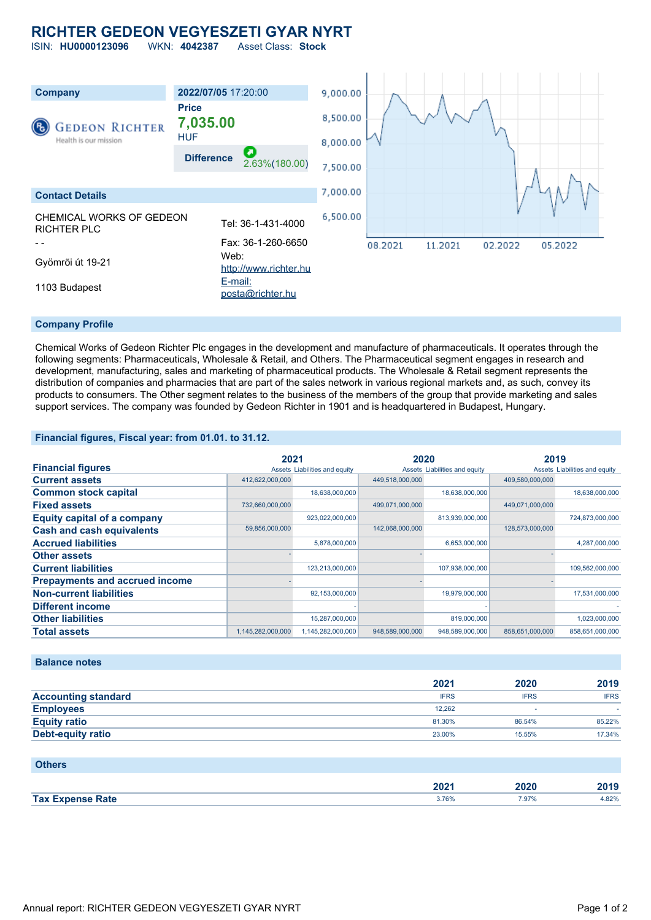# RICHTER GEDEON VEGYESZETI GYAR NYRT

ISIN: **HU0000123096** WKN: **4042387** Asset Class: **Stock**

| Company | 2022/07/05 17:20:00 |
|---|---|
| GEDEON RICHTER<br>Health is our mission | **Price**<br>**7,035.00**<br>HUF |
| | **Difference** 2.63%(180.00) |

## Contact Details

CHEMICAL WORKS OF GEDEON RICHTER PLC

- -

Gyömrõi út 19-21

1103 Budapest

Tel: 36-1-431-4000

Fax: 36-1-260-6650

Web: http://www.richter.hu

E-mail: posta@richter.hu

## Company Profile

Chemical Works of Gedeon Richter Plc engages in the development and manufacture of pharmaceuticals. It operates through the following segments: Pharmaceuticals, Wholesale & Retail, and Others. The Pharmaceutical segment engages in research and development, manufacturing, sales and marketing of pharmaceutical products. The Wholesale & Retail segment represents the distribution of companies and pharmacies that are part of the sales network in various regional markets and, as such, convey its products to consumers. The Other segment relates to the business of the members of the group that provide marketing and sales support services. The company was founded by Gedeon Richter in 1901 and is headquartered in Budapest, Hungary.

## Financial figures, Fiscal year: from 01.01. to 31.12.

| Financial figures | 2021 | | 2020 | | 2019 | |
|---|---|---|---|---|---|---|
| | Assets | Liabilities and equity | Assets | Liabilities and equity | Assets | Liabilities and equity |
| **Current assets** | 412,622,000,000 | | 449,518,000,000 | | 409,580,000,000 | |
| **Common stock capital** | | 18,638,000,000 | | 18,638,000,000 | | 18,638,000,000 |
| **Fixed assets** | 732,660,000,000 | | 499,071,000,000 | | 449,071,000,000 | |
| **Equity capital of a company** | | 923,022,000,000 | | 813,939,000,000 | | 724,873,000,000 |
| **Cash and cash equivalents** | 59,856,000,000 | | 142,068,000,000 | | 128,573,000,000 | |
| **Accrued liabilities** | | 5,878,000,000 | | 6,653,000,000 | | 4,287,000,000 |
| **Other assets** | - | | - | | - | |
| **Current liabilities** | | 123,213,000,000 | | 107,938,000,000 | | 109,562,000,000 |
| **Prepayments and accrued income** | - | | - | | - | |
| **Non-current liabilities** | | 92,153,000,000 | | 19,979,000,000 | | 17,531,000,000 |
| **Different income** | | - | | - | | - |
| **Other liabilities** | | 15,287,000,000 | | 819,000,000 | | 1,023,000,000 |
| **Total assets** | 1,145,282,000,000 | 1,145,282,000,000 | 948,589,000,000 | 948,589,000,000 | 858,651,000,000 | 858,651,000,000 |

## Balance notes

| | 2021 | 2020 | 2019 |
|---|---|---|---|
| **Accounting standard** | IFRS | IFRS | IFRS |
| **Employees** | 12,262 | - | - |
| **Equity ratio** | 81.30% | 86.54% | 85.22% |
| **Debt-equity ratio** | 23.00% | 15.55% | 17.34% |

## Others

| | 2021 | 2020 | 2019 |
|---|---|---|---|
| **Tax Expense Rate** | 3.76% | 7.97% | 4.82% |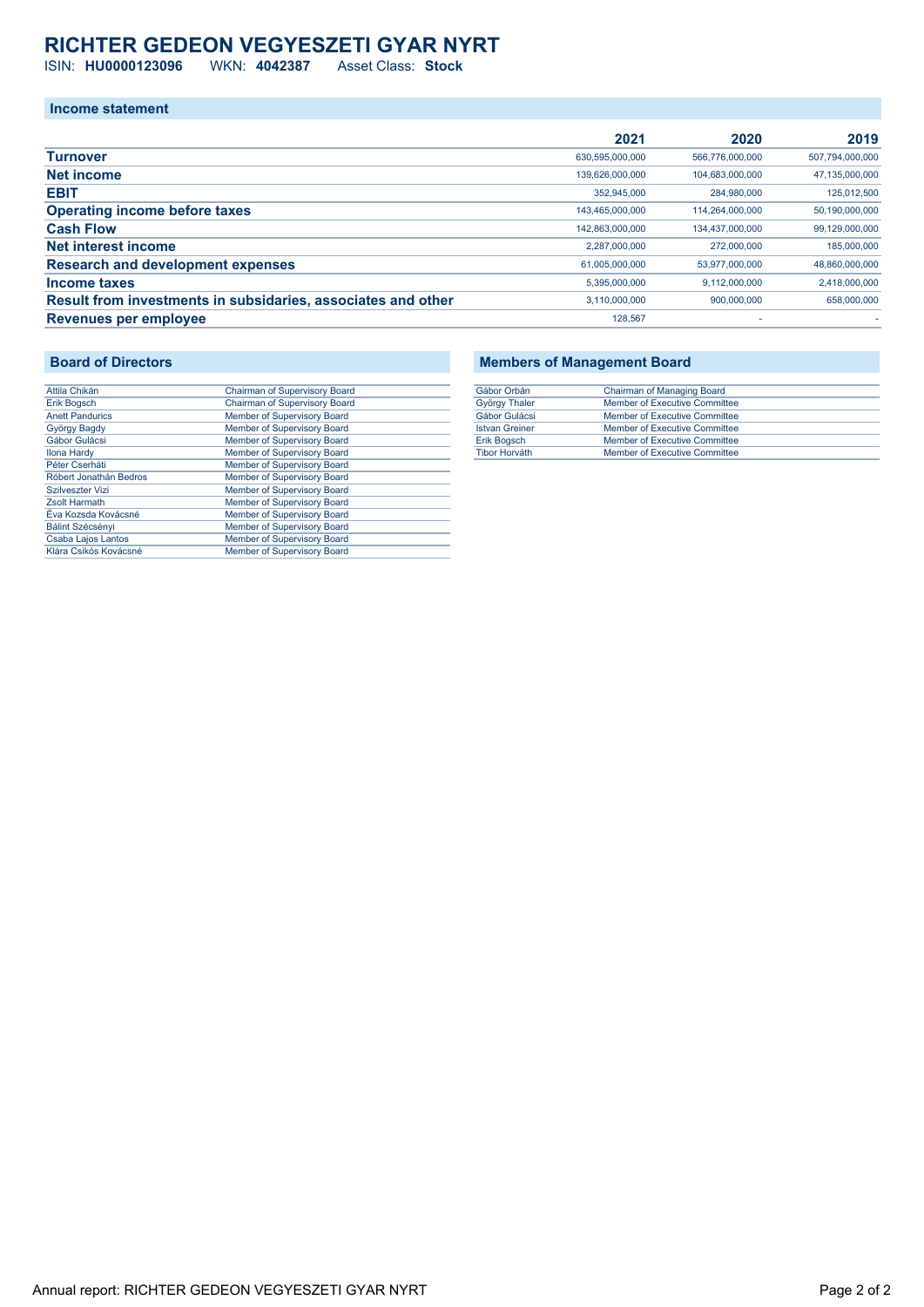# RICHTER GEDEON VEGYESZETI GYAR NYRT

ISIN: **HU0000123096** WKN: **4042387** Asset Class: **Stock**

## Income statement

| | 2021 | 2020 | 2019 |
|---|---|---|---|
| **Turnover** | 630,595,000,000 | 566,776,000,000 | 507,794,000,000 |
| **Net income** | 139,626,000,000 | 104,683,000,000 | 47,135,000,000 |
| **EBIT** | 352,945,000 | 284,980,000 | 125,012,500 |
| **Operating income before taxes** | 143,465,000,000 | 114,264,000,000 | 50,190,000,000 |
| **Cash Flow** | 142,863,000,000 | 134,437,000,000 | 99,129,000,000 |
| **Net interest income** | 2,287,000,000 | 272,000,000 | 185,000,000 |
| **Research and development expenses** | 61,005,000,000 | 53,977,000,000 | 48,860,000,000 |
| **Income taxes** | 5,395,000,000 | 9,112,000,000 | 2,418,000,000 |
| **Result from investments in subsidaries, associates and other** | 3,110,000,000 | 900,000,000 | 658,000,000 |
| **Revenues per employee** | 128,567 | - | - |

## Board of Directors

| | |
|---|---|
| Attila Chikán | Chairman of Supervisory Board |
| Erik Bogsch | Chairman of Supervisory Board |
| Anett Pandurics | Member of Supervisory Board |
| György Bagdy | Member of Supervisory Board |
| Gábor Gulácsi | Member of Supervisory Board |
| Ilona Hardy | Member of Supervisory Board |
| Péter Cserháti | Member of Supervisory Board |
| Róbert Jonathán Bedros | Member of Supervisory Board |
| Szilveszter Vizi | Member of Supervisory Board |
| Zsolt Harmath | Member of Supervisory Board |
| Éva Kozsda Kovácsné | Member of Supervisory Board |
| Bálint Szécsényi | Member of Supervisory Board |
| Csaba Lajos Lantos | Member of Supervisory Board |
| Klára Csikós Kovácsné | Member of Supervisory Board |

## Members of Management Board

| | |
|---|---|
| Gábor Orbán | Chairman of Managing Board |
| György Thaler | Member of Executive Committee |
| Gábor Gulácsi | Member of Executive Committee |
| Istvan Greiner | Member of Executive Committee |
| Erik Bogsch | Member of Executive Committee |
| Tibor Horváth | Member of Executive Committee |